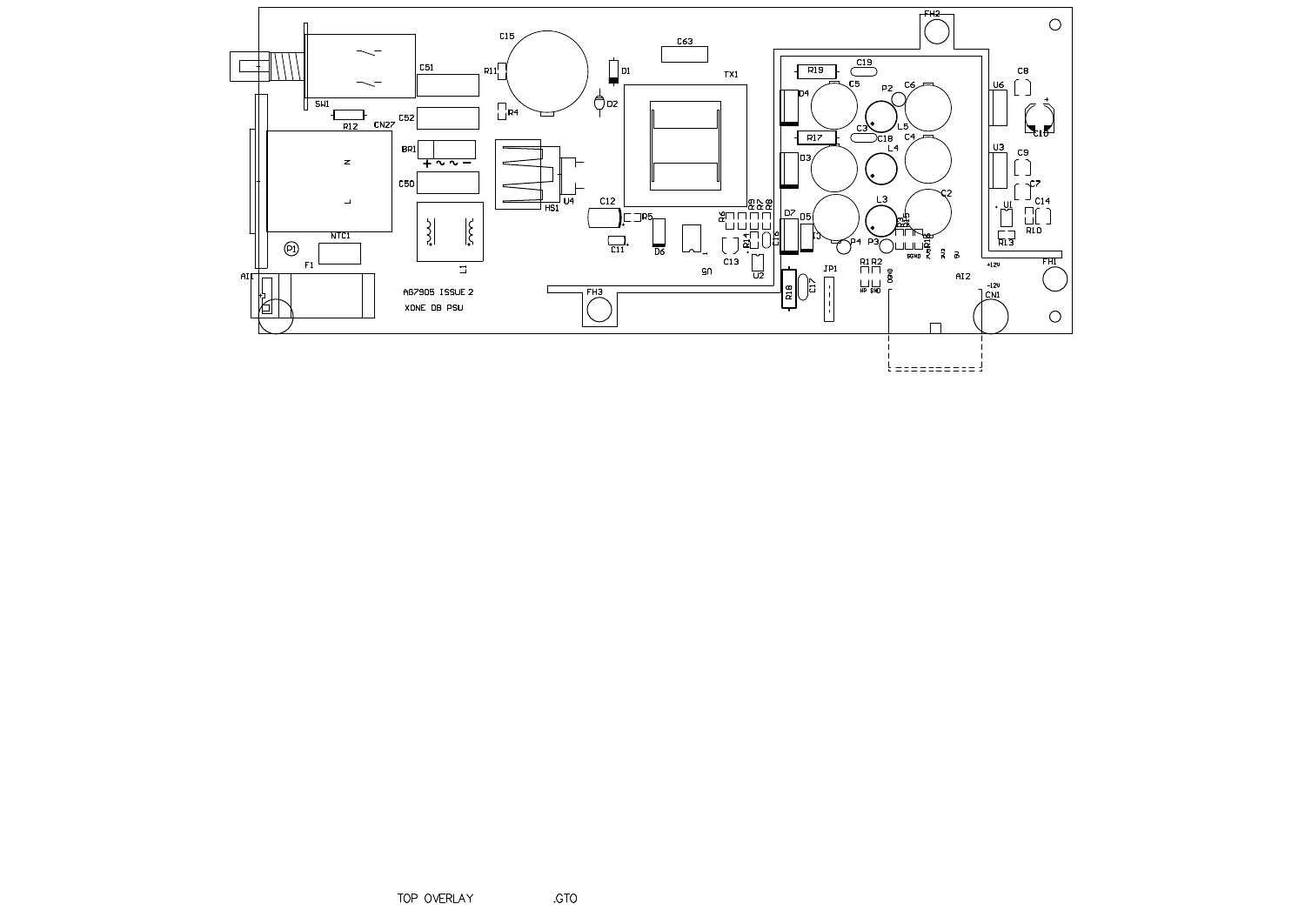AG7905 ISSUE 2

XONE DB PSU

TOP OVERLAY .GTO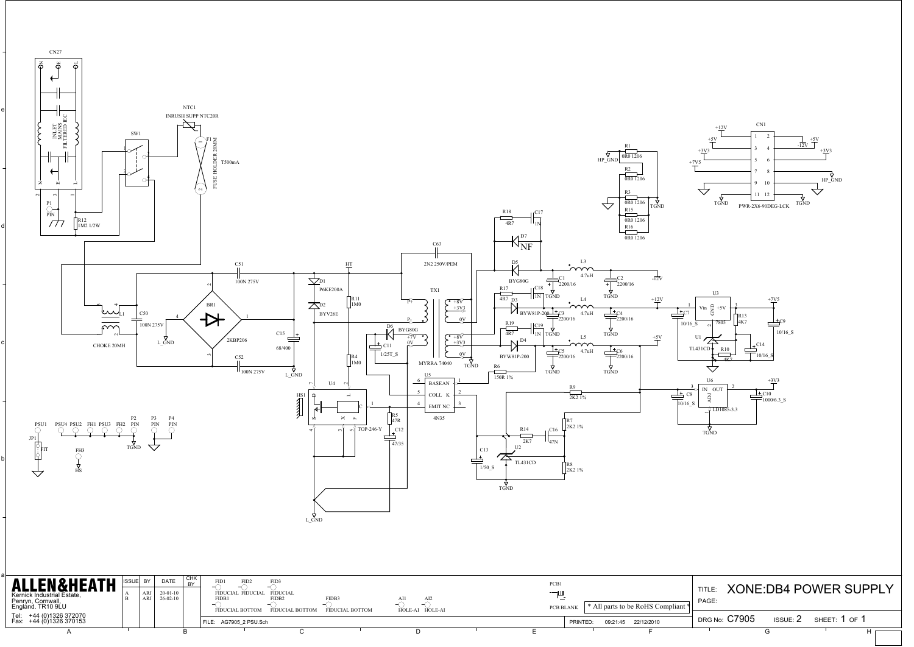CN27

INLET MAINS FILTERED IEC

N E L

SW1

NTC1
INRUSH SUPP NTC20R

F1
FUSE HOLDER 20MM
T500mA

P1
PIN

R12
1M2 1/2W

L1
CHOKE 20MH

C50
100N 275V

C51
100N 275V

C52
100N 275V

BR1
2KBP206

L_GND

C15
68/400

HT

D1
P6KE200A

D2
BYV26E

R11
1M0

R4
1M0

D6
BYG80G

C11
1/25T_S

U4
TOP-246-Y

HS1

R5
47R

C12
47/35

C63
2N2 250V/PEM

TX1
MYRRA 74040

P+
P-
+8V
+3V3
0V
+7V
0V
+8V
+3V3
0V

U5
4N35
BASEAN
COLL K
EMIT NC

R6
150R 1%

R18
4R7

C17
1N

D7
NF

D5
BYG80G

R17
4R7

C18
1N

D3
BYW81P-200

R19
4R7

C19
1N

D4
BYW81P-200

C1
2200/16

C2
2200/16

C3
2200/16

C4
2200/16

C5
2200/16

C6
2200/16

L3
4.7uH

L4
4.7uH

L5
4.7uH

-12V
+12V
+5V
+7V5
+3V3

TGND

R9
2K2 1%

R7
2K2 1%

R8
2K2 1%

R14
2K7

C16
47N

C13
1/50_S

U2
TL431CD

U3
7805
Vin +5V GND

C7
10/16_S

R13
4K7

C9
10/16_S

U1
TL431CD

R10
4K7

C14
10/16_S

U6
LD1085-3.3
IN OUT ADJ

C8
10/16_S

C10
1000/6.3_S

R1
0R0 1206

R2
0R0 1206

R3
0R0 1206

R15
0R0 1206

R16
0R0 1206

HP_GND

CN1
PWR-2X6-90DEG-LCK

PSU1 PSU4 PSU2 FH1 PSU3 FH2

P2 PIN
P3 PIN
P4 PIN

JP1
FIT

FH3
HS

FID1 FID2 FID3
FIDUCIAL FIDUCIAL FIDUCIAL
FIDB1 FIDB2 FIDB3
FIDUCIAL BOTTOM FIDUCIAL BOTTOM FIDUCIAL BOTTOM

AI1 AI2
HOLE-AI HOLE-AI

PCB1
PCB BLANK

* All parts to be RoHS Compliant *

**ALLEN&HEATH**
Kernick Industrial Estate,
Penryn, Cornwall,
England. TR10 9LU
Tel: +44 (0)1326 372070
Fax: +44 (0)1326 370153

| ISSUE | BY | DATE | CHK BY |
| --- | --- | --- | --- |
| A | ARJ | 20-01-10 | |
| B | ARJ | 26-02-10 | |

FILE: AG7905_2 PSU.Sch

PRINTED: 09:21:45 22/12/2010

TITLE: XONE:DB4 POWER SUPPLY

PAGE:

DRG No: C7905 ISSUE: 2 SHEET: 1 OF 1